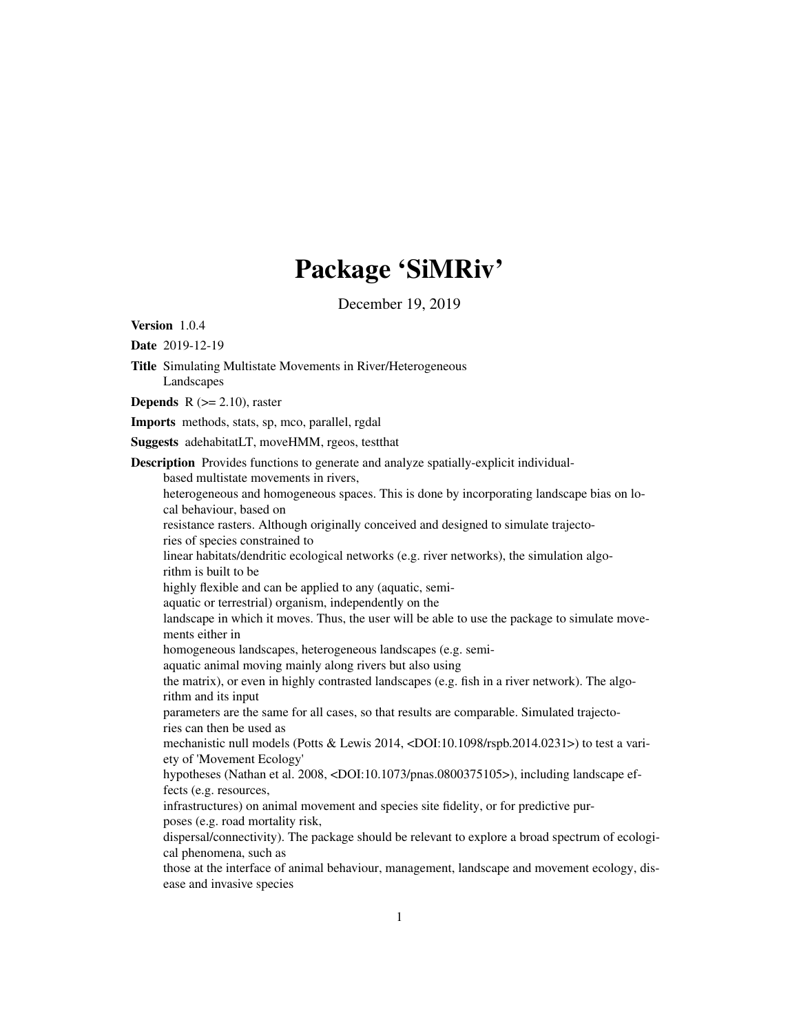# Package 'SiMRiv'

December 19, 2019

**Version** 1.0.4

**Date** 2019-12-19

**Title** Simulating Multistate Movements in River/Heterogeneous Landscapes

**Depends** R (>= 2.10), raster

**Imports** methods, stats, sp, mco, parallel, rgdal

**Suggests** adehabitatLT, moveHMM, rgeos, testthat

**Description** Provides functions to generate and analyze spatially-explicit individual-based multistate movements in rivers,
heterogeneous and homogeneous spaces. This is done by incorporating landscape bias on local behaviour, based on
resistance rasters. Although originally conceived and designed to simulate trajectories of species constrained to
linear habitats/dendritic ecological networks (e.g. river networks), the simulation algorithm is built to be
highly flexible and can be applied to any (aquatic, semi-aquatic or terrestrial) organism, independently on the
landscape in which it moves. Thus, the user will be able to use the package to simulate movements either in
homogeneous landscapes, heterogeneous landscapes (e.g. semi-aquatic animal moving mainly along rivers but also using
the matrix), or even in highly contrasted landscapes (e.g. fish in a river network). The algorithm and its input
parameters are the same for all cases, so that results are comparable. Simulated trajectories can then be used as
mechanistic null models (Potts & Lewis 2014, <DOI:10.1098/rspb.2014.0231>) to test a variety of 'Movement Ecology'
hypotheses (Nathan et al. 2008, <DOI:10.1073/pnas.0800375105>), including landscape effects (e.g. resources,
infrastructures) on animal movement and species site fidelity, or for predictive purposes (e.g. road mortality risk,
dispersal/connectivity). The package should be relevant to explore a broad spectrum of ecological phenomena, such as
those at the interface of animal behaviour, management, landscape and movement ecology, disease and invasive species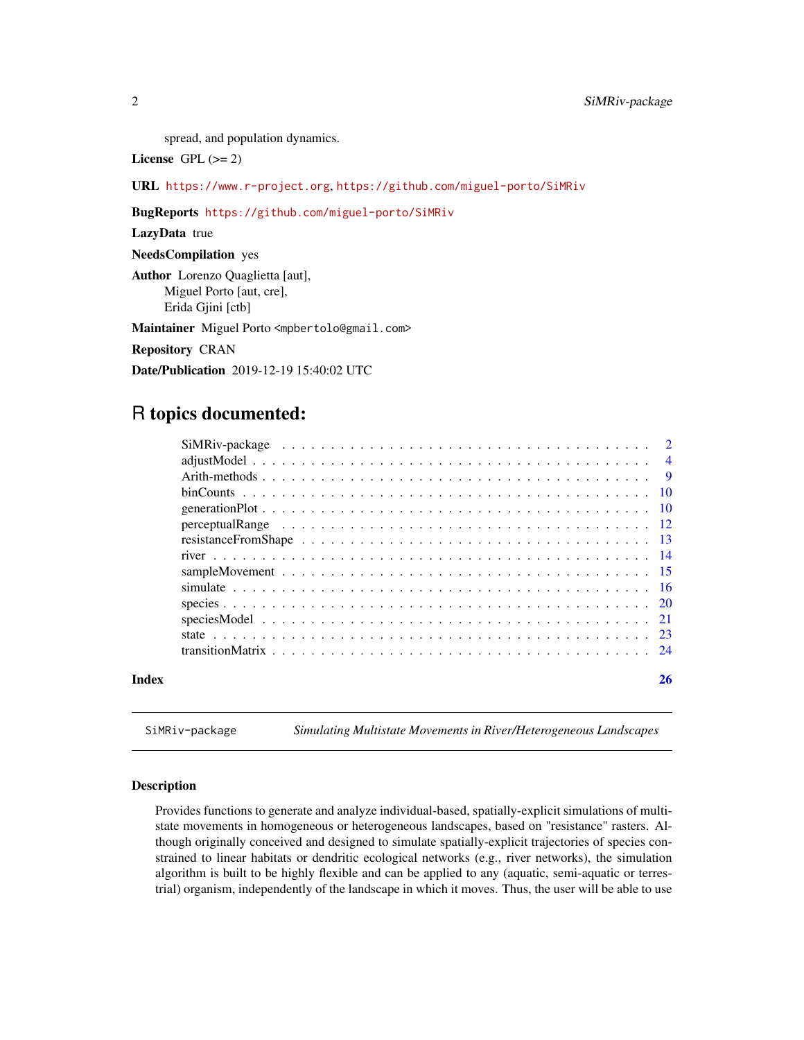spread, and population dynamics.

**License** GPL (>= 2)

**URL** https://www.r-project.org, https://github.com/miguel-porto/SiMRiv

**BugReports** https://github.com/miguel-porto/SiMRiv

**LazyData** true

**NeedsCompilation** yes

**Author** Lorenzo Quaglietta [aut],
Miguel Porto [aut, cre],
Erida Gjini [ctb]

**Maintainer** Miguel Porto <mpbertolo@gmail.com>

**Repository** CRAN

**Date/Publication** 2019-12-19 15:40:02 UTC

# R topics documented:

| | |
|---|---|
| SiMRiv-package | 2 |
| adjustModel | 4 |
| Arith-methods | 9 |
| binCounts | 10 |
| generationPlot | 10 |
| perceptualRange | 12 |
| resistanceFromShape | 13 |
| river | 14 |
| sampleMovement | 15 |
| simulate | 16 |
| species | 20 |
| speciesModel | 21 |
| state | 23 |
| transitionMatrix | 24 |
| **Index** | **26** |

---

SiMRiv-package *Simulating Multistate Movements in River/Heterogeneous Landscapes*

---

### Description

Provides functions to generate and analyze individual-based, spatially-explicit simulations of multistate movements in homogeneous or heterogeneous landscapes, based on "resistance" rasters. Although originally conceived and designed to simulate spatially-explicit trajectories of species constrained to linear habitats or dendritic ecological networks (e.g., river networks), the simulation algorithm is built to be highly flexible and can be applied to any (aquatic, semi-aquatic or terrestrial) organism, independently of the landscape in which it moves. Thus, the user will be able to use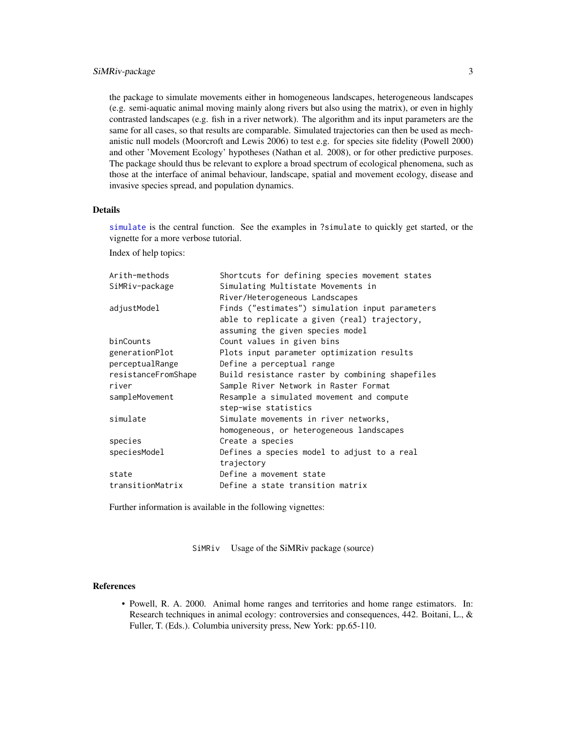the package to simulate movements either in homogeneous landscapes, heterogeneous landscapes (e.g. semi-aquatic animal moving mainly along rivers but also using the matrix), or even in highly contrasted landscapes (e.g. fish in a river network). The algorithm and its input parameters are the same for all cases, so that results are comparable. Simulated trajectories can then be used as mechanistic null models (Moorcroft and Lewis 2006) to test e.g. for species site fidelity (Powell 2000) and other 'Movement Ecology' hypotheses (Nathan et al. 2008), or for other predictive purposes. The package should thus be relevant to explore a broad spectrum of ecological phenomena, such as those at the interface of animal behaviour, landscape, spatial and movement ecology, disease and invasive species spread, and population dynamics.

## Details

`simulate` is the central function. See the examples in `?simulate` to quickly get started, or the vignette for a more verbose tutorial.

Index of help topics:

```
Arith-methods           Shortcuts for defining species movement states
SiMRiv-package          Simulating Multistate Movements in
                        River/Heterogeneous Landscapes
adjustModel             Finds ("estimates") simulation input parameters
                        able to replicate a given (real) trajectory,
                        assuming the given species model
binCounts               Count values in given bins
generationPlot          Plots input parameter optimization results
perceptualRange         Define a perceptual range
resistanceFromShape     Build resistance raster by combining shapefiles
river                   Sample River Network in Raster Format
sampleMovement          Resample a simulated movement and compute
                        step-wise statistics
simulate                Simulate movements in river networks,
                        homogeneous, or heterogeneous landscapes
species                 Create a species
speciesModel            Defines a species model to adjust to a real
                        trajectory
state                   Define a movement state
transitionMatrix        Define a state transition matrix
```

Further information is available in the following vignettes:

| | |
|---|---|
| `SiMRiv` | Usage of the SiMRiv package (source) |

## References

- Powell, R. A. 2000. Animal home ranges and territories and home range estimators. In: Research techniques in animal ecology: controversies and consequences, 442. Boitani, L., & Fuller, T. (Eds.). Columbia university press, New York: pp.65-110.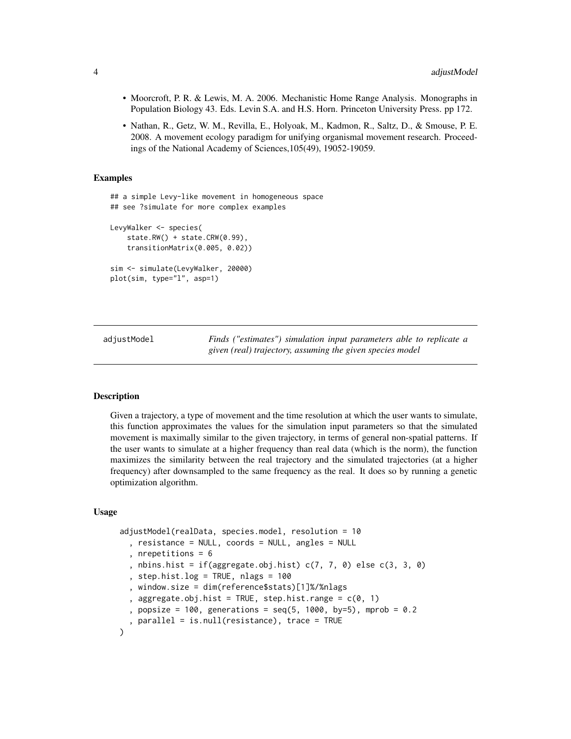- Moorcroft, P. R. & Lewis, M. A. 2006. Mechanistic Home Range Analysis. Monographs in Population Biology 43. Eds. Levin S.A. and H.S. Horn. Princeton University Press. pp 172.
- Nathan, R., Getz, W. M., Revilla, E., Holyoak, M., Kadmon, R., Saltz, D., & Smouse, P. E. 2008. A movement ecology paradigm for unifying organismal movement research. Proceedings of the National Academy of Sciences,105(49), 19052-19059.

### Examples

```
## a simple Levy-like movement in homogeneous space
## see ?simulate for more complex examples

LevyWalker <- species(
    state.RW() + state.CRW(0.99),
    transitionMatrix(0.005, 0.02))

sim <- simulate(LevyWalker, 20000)
plot(sim, type="l", asp=1)
```

---

## adjustModel — *Finds ("estimates") simulation input parameters able to replicate a given (real) trajectory, assuming the given species model*

---

### Description

Given a trajectory, a type of movement and the time resolution at which the user wants to simulate, this function approximates the values for the simulation input parameters so that the simulated movement is maximally similar to the given trajectory, in terms of general non-spatial patterns. If the user wants to simulate at a higher frequency than real data (which is the norm), the function maximizes the similarity between the real trajectory and the simulated trajectories (at a higher frequency) after downsampled to the same frequency as the real. It does so by running a genetic optimization algorithm.

### Usage

```
adjustModel(realData, species.model, resolution = 10
  , resistance = NULL, coords = NULL, angles = NULL
  , nrepetitions = 6
  , nbins.hist = if(aggregate.obj.hist) c(7, 7, 0) else c(3, 3, 0)
  , step.hist.log = TRUE, nlags = 100
  , window.size = dim(reference$stats)[1]%/%nlags
  , aggregate.obj.hist = TRUE, step.hist.range = c(0, 1)
  , popsize = 100, generations = seq(5, 1000, by=5), mprob = 0.2
  , parallel = is.null(resistance), trace = TRUE
)
```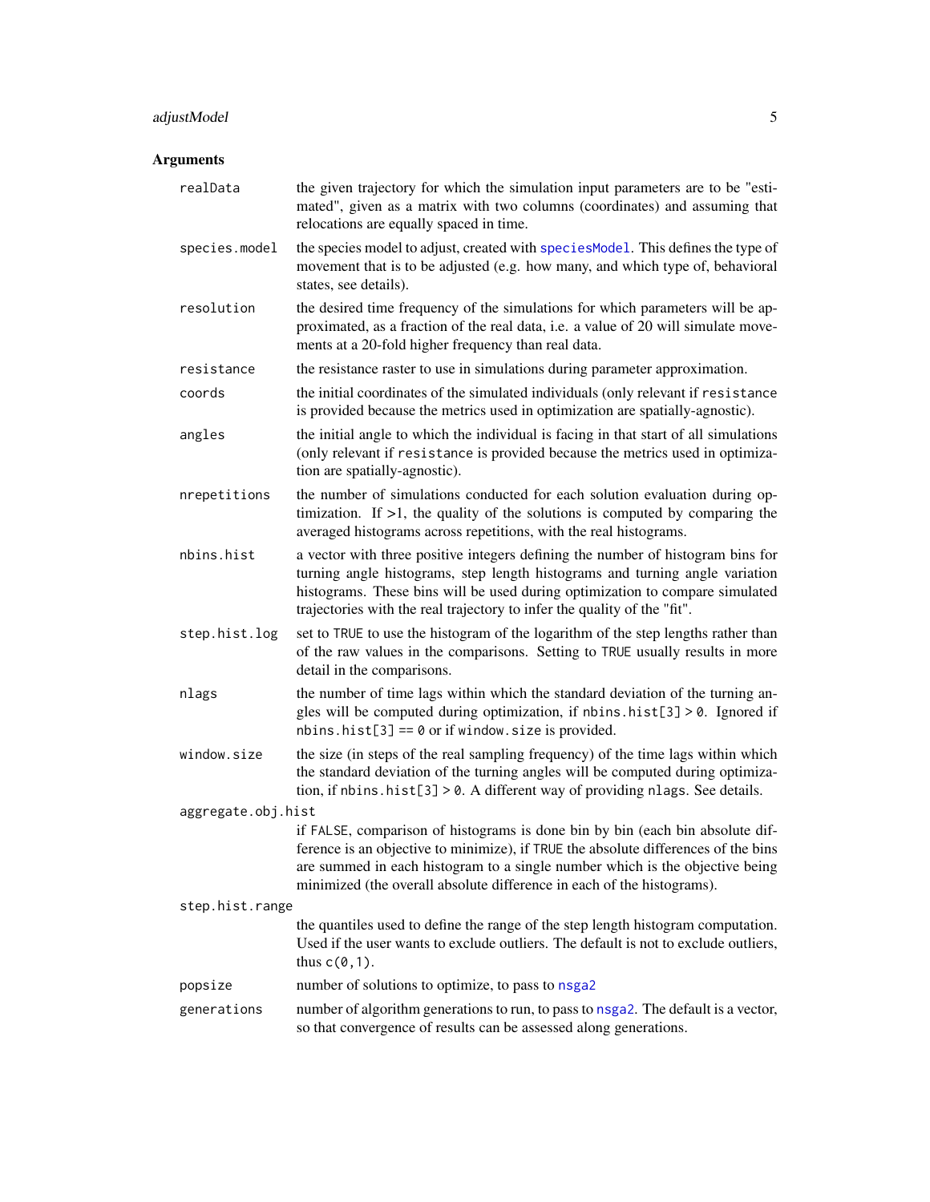## Arguments

**`realData`**
the given trajectory for which the simulation input parameters are to be "estimated", given as a matrix with two columns (coordinates) and assuming that relocations are equally spaced in time.

**`species.model`**
the species model to adjust, created with `speciesModel`. This defines the type of movement that is to be adjusted (e.g. how many, and which type of, behavioral states, see details).

**`resolution`**
the desired time frequency of the simulations for which parameters will be approximated, as a fraction of the real data, i.e. a value of 20 will simulate movements at a 20-fold higher frequency than real data.

**`resistance`**
the resistance raster to use in simulations during parameter approximation.

**`coords`**
the initial coordinates of the simulated individuals (only relevant if `resistance` is provided because the metrics used in optimization are spatially-agnostic).

**`angles`**
the initial angle to which the individual is facing in that start of all simulations (only relevant if `resistance` is provided because the metrics used in optimization are spatially-agnostic).

**`nrepetitions`**
the number of simulations conducted for each solution evaluation during optimization. If >1, the quality of the solutions is computed by comparing the averaged histograms across repetitions, with the real histograms.

**`nbins.hist`**
a vector with three positive integers defining the number of histogram bins for turning angle histograms, step length histograms and turning angle variation histograms. These bins will be used during optimization to compare simulated trajectories with the real trajectory to infer the quality of the "fit".

**`step.hist.log`**
set to `TRUE` to use the histogram of the logarithm of the step lengths rather than of the raw values in the comparisons. Setting to `TRUE` usually results in more detail in the comparisons.

**`nlags`**
the number of time lags within which the standard deviation of the turning angles will be computed during optimization, if `nbins.hist[3] > 0`. Ignored if `nbins.hist[3] == 0` or if `window.size` is provided.

**`window.size`**
the size (in steps of the real sampling frequency) of the time lags within which the standard deviation of the turning angles will be computed during optimization, if `nbins.hist[3] > 0`. A different way of providing `nlags`. See details.

**`aggregate.obj.hist`**
if `FALSE`, comparison of histograms is done bin by bin (each bin absolute difference is an objective to minimize), if `TRUE` the absolute differences of the bins are summed in each histogram to a single number which is the objective being minimized (the overall absolute difference in each of the histograms).

**`step.hist.range`**
the quantiles used to define the range of the step length histogram computation. Used if the user wants to exclude outliers. The default is not to exclude outliers, thus `c(0,1)`.

**`popsize`**
number of solutions to optimize, to pass to `nsga2`

**`generations`**
number of algorithm generations to run, to pass to `nsga2`. The default is a vector, so that convergence of results can be assessed along generations.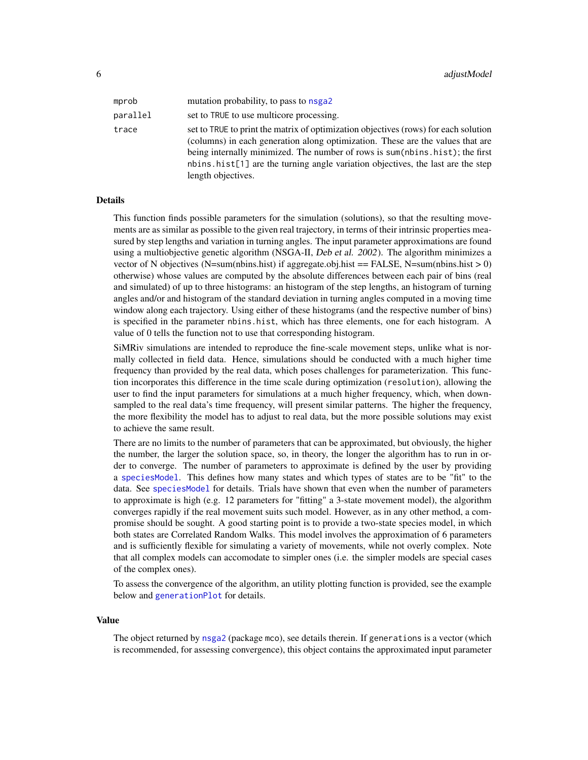| | |
|---|---|
| `mprob` | mutation probability, to pass to `nsga2` |
| `parallel` | set to `TRUE` to use multicore processing. |
| `trace` | set to `TRUE` to print the matrix of optimization objectives (rows) for each solution (columns) in each generation along optimization. These are the values that are being internally minimized. The number of rows is `sum(nbins.hist)`; the first `nbins.hist[1]` are the turning angle variation objectives, the last are the step length objectives. |

## Details

This function finds possible parameters for the simulation (solutions), so that the resulting movements are as similar as possible to the given real trajectory, in terms of their intrinsic properties measured by step lengths and variation in turning angles. The input parameter approximations are found using a multiobjective genetic algorithm (NSGA-II, *Deb et al. 2002*). The algorithm minimizes a vector of N objectives (N=sum(nbins.hist) if aggregate.obj.hist == FALSE, N=sum(nbins.hist > 0) otherwise) whose values are computed by the absolute differences between each pair of bins (real and simulated) of up to three histograms: an histogram of the step lengths, an histogram of turning angles and/or and histogram of the standard deviation in turning angles computed in a moving time window along each trajectory. Using either of these histograms (and the respective number of bins) is specified in the parameter `nbins.hist`, which has three elements, one for each histogram. A value of 0 tells the function not to use that corresponding histogram.

SiMRiv simulations are intended to reproduce the fine-scale movement steps, unlike what is normally collected in field data. Hence, simulations should be conducted with a much higher time frequency than provided by the real data, which poses challenges for parameterization. This function incorporates this difference in the time scale during optimization (`resolution`), allowing the user to find the input parameters for simulations at a much higher frequency, which, when downsampled to the real data's time frequency, will present similar patterns. The higher the frequency, the more flexibility the model has to adjust to real data, but the more possible solutions may exist to achieve the same result.

There are no limits to the number of parameters that can be approximated, but obviously, the higher the number, the larger the solution space, so, in theory, the longer the algorithm has to run in order to converge. The number of parameters to approximate is defined by the user by providing a `speciesModel`. This defines how many states and which types of states are to be "fit" to the data. See `speciesModel` for details. Trials have shown that even when the number of parameters to approximate is high (e.g. 12 parameters for "fitting" a 3-state movement model), the algorithm converges rapidly if the real movement suits such model. However, as in any other method, a compromise should be sought. A good starting point is to provide a two-state species model, in which both states are Correlated Random Walks. This model involves the approximation of 6 parameters and is sufficiently flexible for simulating a variety of movements, while not overly complex. Note that all complex models can accomodate to simpler ones (i.e. the simpler models are special cases of the complex ones).

To assess the convergence of the algorithm, an utility plotting function is provided, see the example below and `generationPlot` for details.

## Value

The object returned by `nsga2` (package `mco`), see details therein. If `generations` is a vector (which is recommended, for assessing convergence), this object contains the approximated input parameter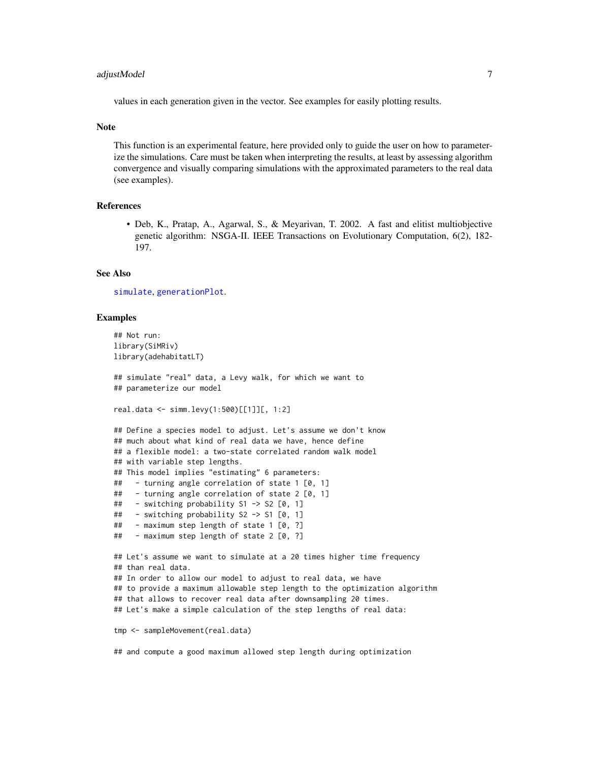values in each generation given in the vector. See examples for easily plotting results.

## Note

This function is an experimental feature, here provided only to guide the user on how to parameterize the simulations. Care must be taken when interpreting the results, at least by assessing algorithm convergence and visually comparing simulations with the approximated parameters to the real data (see examples).

## References

- Deb, K., Pratap, A., Agarwal, S., & Meyarivan, T. 2002. A fast and elitist multiobjective genetic algorithm: NSGA-II. IEEE Transactions on Evolutionary Computation, 6(2), 182-197.

## See Also

`simulate`, `generationPlot`.

## Examples

```
## Not run:
library(SiMRiv)
library(adehabitatLT)

## simulate "real" data, a Levy walk, for which we want to
## parameterize our model

real.data <- simm.levy(1:500)[[1]][, 1:2]

## Define a species model to adjust. Let's assume we don't know
## much about what kind of real data we have, hence define
## a flexible model: a two-state correlated random walk model
## with variable step lengths.
## This model implies "estimating" 6 parameters:
##   - turning angle correlation of state 1 [0, 1]
##   - turning angle correlation of state 2 [0, 1]
##   - switching probability S1 -> S2 [0, 1]
##   - switching probability S2 -> S1 [0, 1]
##   - maximum step length of state 1 [0, ?]
##   - maximum step length of state 2 [0, ?]

## Let's assume we want to simulate at a 20 times higher time frequency
## than real data.
## In order to allow our model to adjust to real data, we have
## to provide a maximum allowable step length to the optimization algorithm
## that allows to recover real data after downsampling 20 times.
## Let's make a simple calculation of the step lengths of real data:

tmp <- sampleMovement(real.data)

## and compute a good maximum allowed step length during optimization
```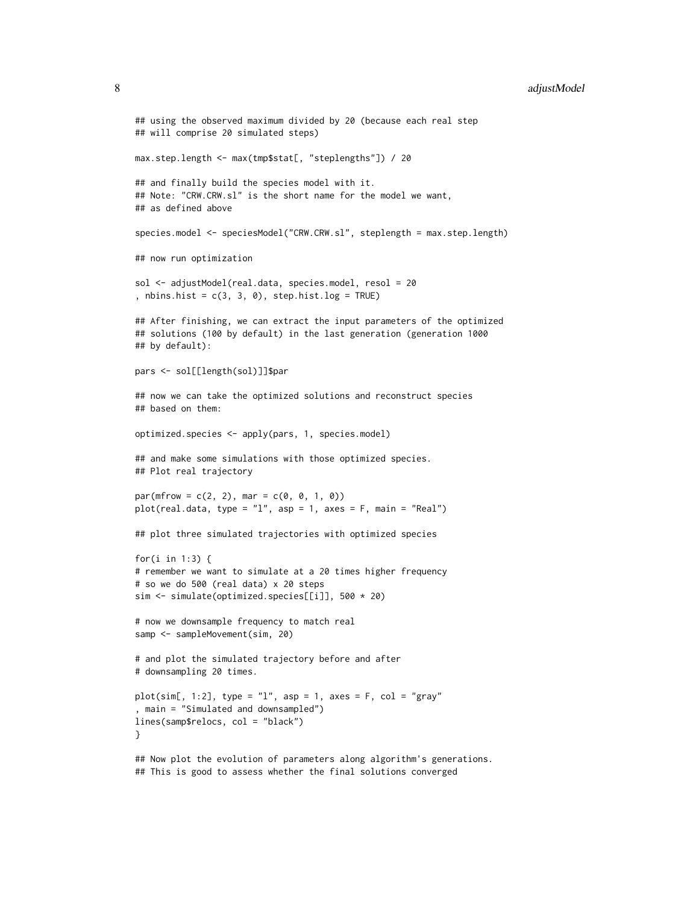```
## using the observed maximum divided by 20 (because each real step
## will comprise 20 simulated steps)

max.step.length <- max(tmp$stat[, "steplengths"]) / 20

## and finally build the species model with it.
## Note: "CRW.CRW.sl" is the short name for the model we want,
## as defined above

species.model <- speciesModel("CRW.CRW.sl", steplength = max.step.length)

## now run optimization

sol <- adjustModel(real.data, species.model, resol = 20
, nbins.hist = c(3, 3, 0), step.hist.log = TRUE)

## After finishing, we can extract the input parameters of the optimized
## solutions (100 by default) in the last generation (generation 1000
## by default):

pars <- sol[[length(sol)]]$par

## now we can take the optimized solutions and reconstruct species
## based on them:

optimized.species <- apply(pars, 1, species.model)

## and make some simulations with those optimized species.
## Plot real trajectory

par(mfrow = c(2, 2), mar = c(0, 0, 1, 0))
plot(real.data, type = "l", asp = 1, axes = F, main = "Real")

## plot three simulated trajectories with optimized species

for(i in 1:3) {
# remember we want to simulate at a 20 times higher frequency
# so we do 500 (real data) x 20 steps
sim <- simulate(optimized.species[[i]], 500 * 20)

# now we downsample frequency to match real
samp <- sampleMovement(sim, 20)

# and plot the simulated trajectory before and after
# downsampling 20 times.

plot(sim[, 1:2], type = "l", asp = 1, axes = F, col = "gray"
, main = "Simulated and downsampled")
lines(samp$relocs, col = "black")
}

## Now plot the evolution of parameters along algorithm's generations.
## This is good to assess whether the final solutions converged
```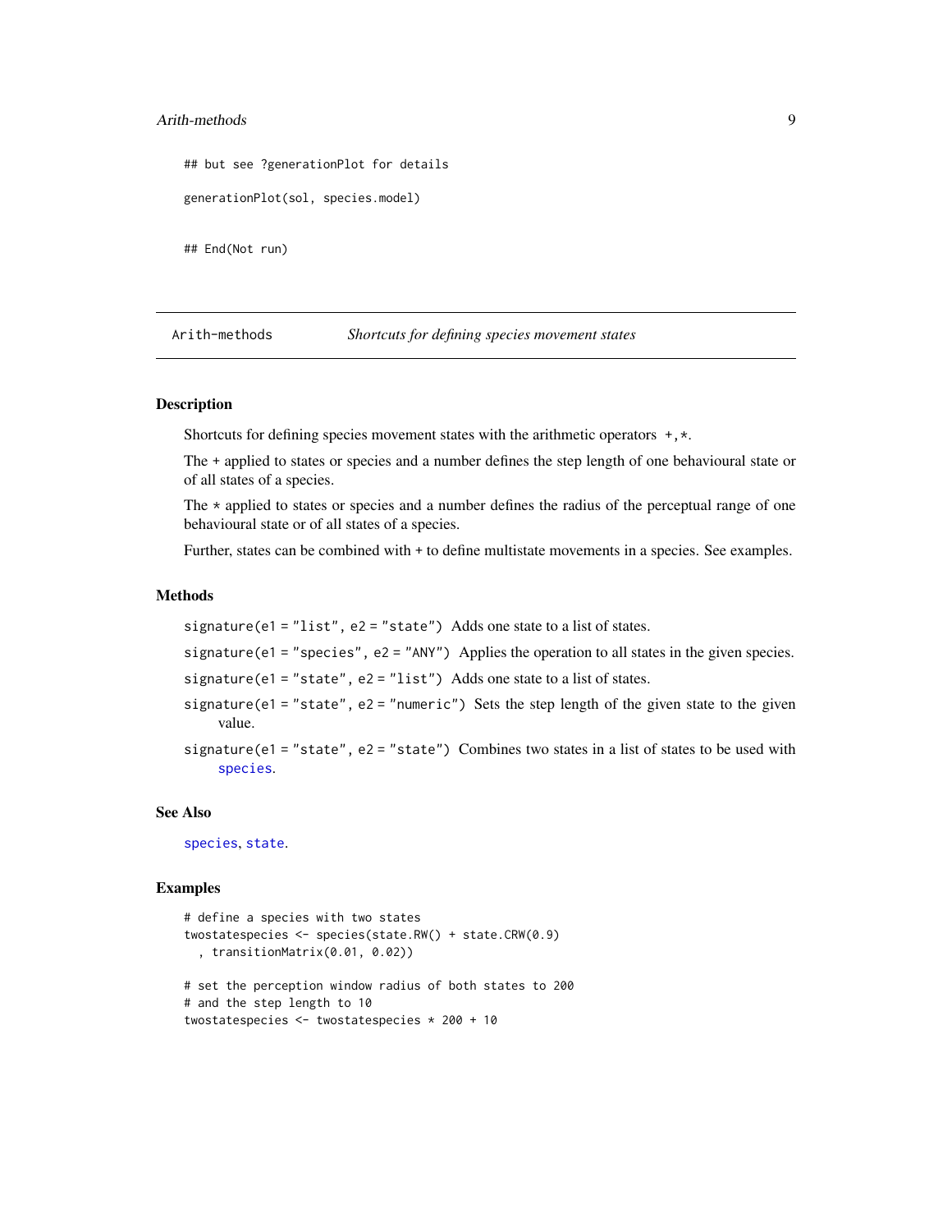```
## but see ?generationPlot for details

generationPlot(sol, species.model)


## End(Not run)
```

---

Arith-methods *Shortcuts for defining species movement states*

---

## Description

Shortcuts for defining species movement states with the arithmetic operators `+`, `*`.

The + applied to states or species and a number defines the step length of one behavioural state or of all states of a species.

The * applied to states or species and a number defines the radius of the perceptual range of one behavioural state or of all states of a species.

Further, states can be combined with + to define multistate movements in a species. See examples.

## Methods

`signature(e1 = "list", e2 = "state")` Adds one state to a list of states.

`signature(e1 = "species", e2 = "ANY")` Applies the operation to all states in the given species.

`signature(e1 = "state", e2 = "list")` Adds one state to a list of states.

`signature(e1 = "state", e2 = "numeric")` Sets the step length of the given state to the given value.

`signature(e1 = "state", e2 = "state")` Combines two states in a list of states to be used with `species`.

## See Also

`species`, `state`.

## Examples

```
# define a species with two states
twostatespecies <- species(state.RW() + state.CRW(0.9)
  , transitionMatrix(0.01, 0.02))

# set the perception window radius of both states to 200
# and the step length to 10
twostatespecies <- twostatespecies * 200 + 10
```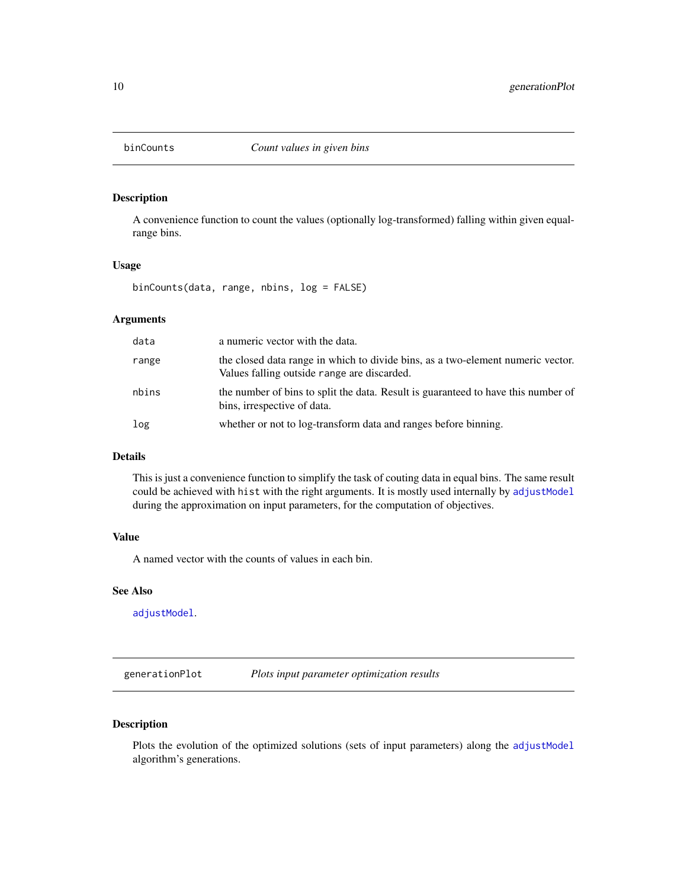## binCounts — *Count values in given bins*

### Description

A convenience function to count the values (optionally log-transformed) falling within given equal-range bins.

### Usage

```
binCounts(data, range, nbins, log = FALSE)
```

### Arguments

| | |
|---|---|
| `data` | a numeric vector with the data. |
| `range` | the closed data range in which to divide bins, as a two-element numeric vector. Values falling outside `range` are discarded. |
| `nbins` | the number of bins to split the data. Result is guaranteed to have this number of bins, irrespective of data. |
| `log` | whether or not to log-transform data and ranges before binning. |

### Details

This is just a convenience function to simplify the task of couting data in equal bins. The same result could be achieved with `hist` with the right arguments. It is mostly used internally by `adjustModel` during the approximation on input parameters, for the computation of objectives.

### Value

A named vector with the counts of values in each bin.

### See Also

`adjustModel`.

## generationPlot — *Plots input parameter optimization results*

### Description

Plots the evolution of the optimized solutions (sets of input parameters) along the `adjustModel` algorithm's generations.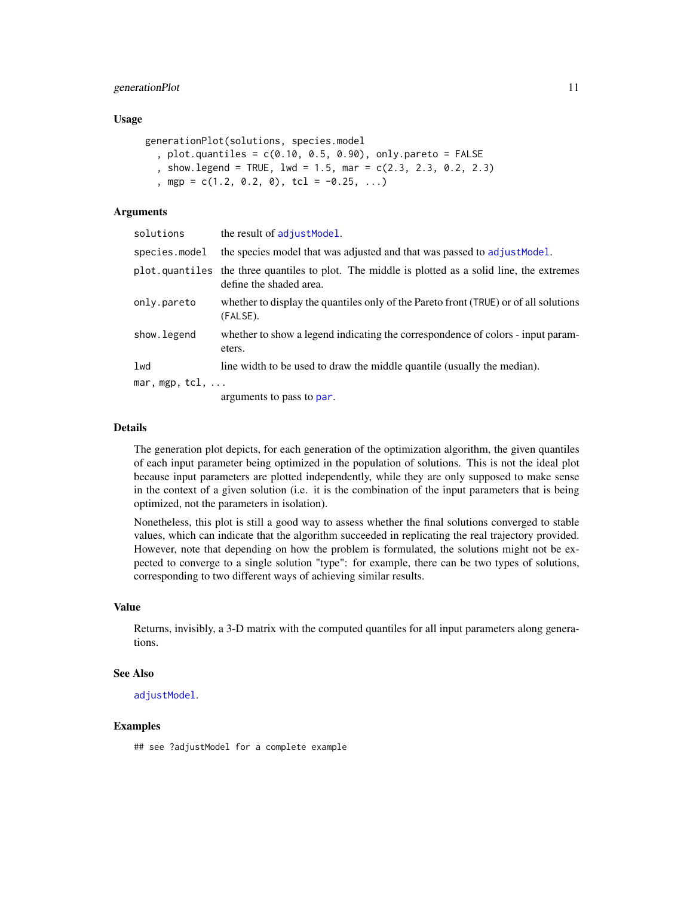### Usage

```
generationPlot(solutions, species.model
  , plot.quantiles = c(0.10, 0.5, 0.90), only.pareto = FALSE
  , show.legend = TRUE, lwd = 1.5, mar = c(2.3, 2.3, 0.2, 2.3)
  , mgp = c(1.2, 0.2, 0), tcl = -0.25, ...)
```

### Arguments

| Argument | Description |
|---|---|
| `solutions` | the result of `adjustModel`. |
| `species.model` | the species model that was adjusted and that was passed to `adjustModel`. |
| `plot.quantiles` | the three quantiles to plot. The middle is plotted as a solid line, the extremes define the shaded area. |
| `only.pareto` | whether to display the quantiles only of the Pareto front (`TRUE`) or of all solutions (`FALSE`). |
| `show.legend` | whether to show a legend indicating the correspondence of colors - input parameters. |
| `lwd` | line width to be used to draw the middle quantile (usually the median). |
| `mar, mgp, tcl, ...` | arguments to pass to `par`. |

### Details

The generation plot depicts, for each generation of the optimization algorithm, the given quantiles of each input parameter being optimized in the population of solutions. This is not the ideal plot because input parameters are plotted independently, while they are only supposed to make sense in the context of a given solution (i.e. it is the combination of the input parameters that is being optimized, not the parameters in isolation).

Nonetheless, this plot is still a good way to assess whether the final solutions converged to stable values, which can indicate that the algorithm succeeded in replicating the real trajectory provided. However, note that depending on how the problem is formulated, the solutions might not be expected to converge to a single solution "type": for example, there can be two types of solutions, corresponding to two different ways of achieving similar results.

### Value

Returns, invisibly, a 3-D matrix with the computed quantiles for all input parameters along generations.

### See Also

`adjustModel`.

### Examples

```
## see ?adjustModel for a complete example
```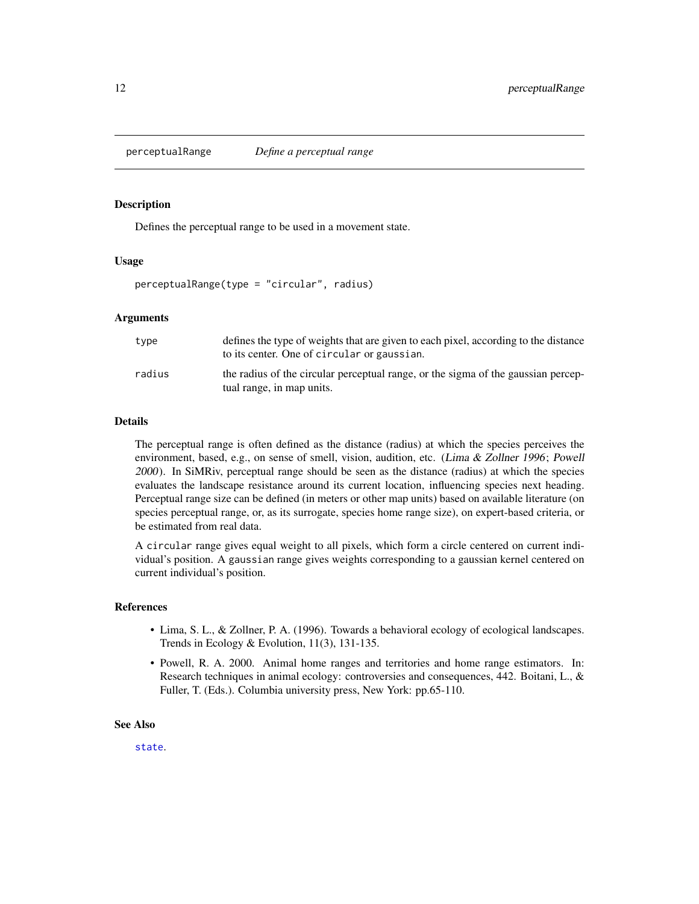## perceptualRange — *Define a perceptual range*

### Description

Defines the perceptual range to be used in a movement state.

### Usage

```
perceptualRange(type = "circular", radius)
```

### Arguments

| | |
|---|---|
| type | defines the type of weights that are given to each pixel, according to the distance to its center. One of `circular` or `gaussian`. |
| radius | the radius of the circular perceptual range, or the sigma of the gaussian perceptual range, in map units. |

### Details

The perceptual range is often defined as the distance (radius) at which the species perceives the environment, based, e.g., on sense of smell, vision, audition, etc. (*Lima & Zollner 1996*; *Powell 2000*). In SiMRiv, perceptual range should be seen as the distance (radius) at which the species evaluates the landscape resistance around its current location, influencing species next heading. Perceptual range size can be defined (in meters or other map units) based on available literature (on species perceptual range, or, as its surrogate, species home range size), on expert-based criteria, or be estimated from real data.

A `circular` range gives equal weight to all pixels, which form a circle centered on current individual's position. A `gaussian` range gives weights corresponding to a gaussian kernel centered on current individual's position.

### References

- Lima, S. L., & Zollner, P. A. (1996). Towards a behavioral ecology of ecological landscapes. Trends in Ecology & Evolution, 11(3), 131-135.
- Powell, R. A. 2000. Animal home ranges and territories and home range estimators. In: Research techniques in animal ecology: controversies and consequences, 442. Boitani, L., & Fuller, T. (Eds.). Columbia university press, New York: pp.65-110.

### See Also

`state`.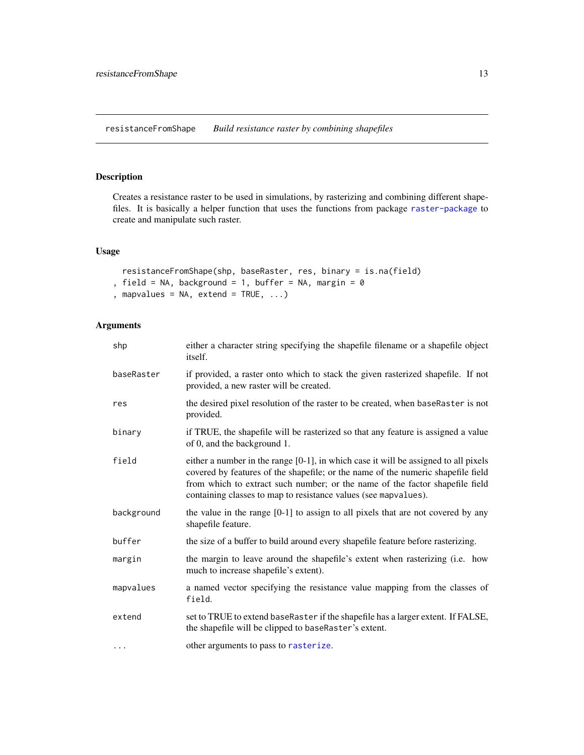`resistanceFromShape` *Build resistance raster by combining shapefiles*

## Description

Creates a resistance raster to be used in simulations, by rasterizing and combining different shapefiles. It is basically a helper function that uses the functions from package `raster-package` to create and manipulate such raster.

## Usage

```
resistanceFromShape(shp, baseRaster, res, binary = is.na(field)
, field = NA, background = 1, buffer = NA, margin = 0
, mapvalues = NA, extend = TRUE, ...)
```

## Arguments

| | |
|---|---|
| `shp` | either a character string specifying the shapefile filename or a shapefile object itself. |
| `baseRaster` | if provided, a raster onto which to stack the given rasterized shapefile. If not provided, a new raster will be created. |
| `res` | the desired pixel resolution of the raster to be created, when `baseRaster` is not provided. |
| `binary` | if TRUE, the shapefile will be rasterized so that any feature is assigned a value of 0, and the background 1. |
| `field` | either a number in the range [0-1], in which case it will be assigned to all pixels covered by features of the shapefile; or the name of the numeric shapefile field from which to extract such number; or the name of the factor shapefile field containing classes to map to resistance values (see `mapvalues`). |
| `background` | the value in the range [0-1] to assign to all pixels that are not covered by any shapefile feature. |
| `buffer` | the size of a buffer to build around every shapefile feature before rasterizing. |
| `margin` | the margin to leave around the shapefile's extent when rasterizing (i.e. how much to increase shapefile's extent). |
| `mapvalues` | a named vector specifying the resistance value mapping from the classes of `field`. |
| `extend` | set to TRUE to extend `baseRaster` if the shapefile has a larger extent. If FALSE, the shapefile will be clipped to `baseRaster`'s extent. |
| `...` | other arguments to pass to `rasterize`. |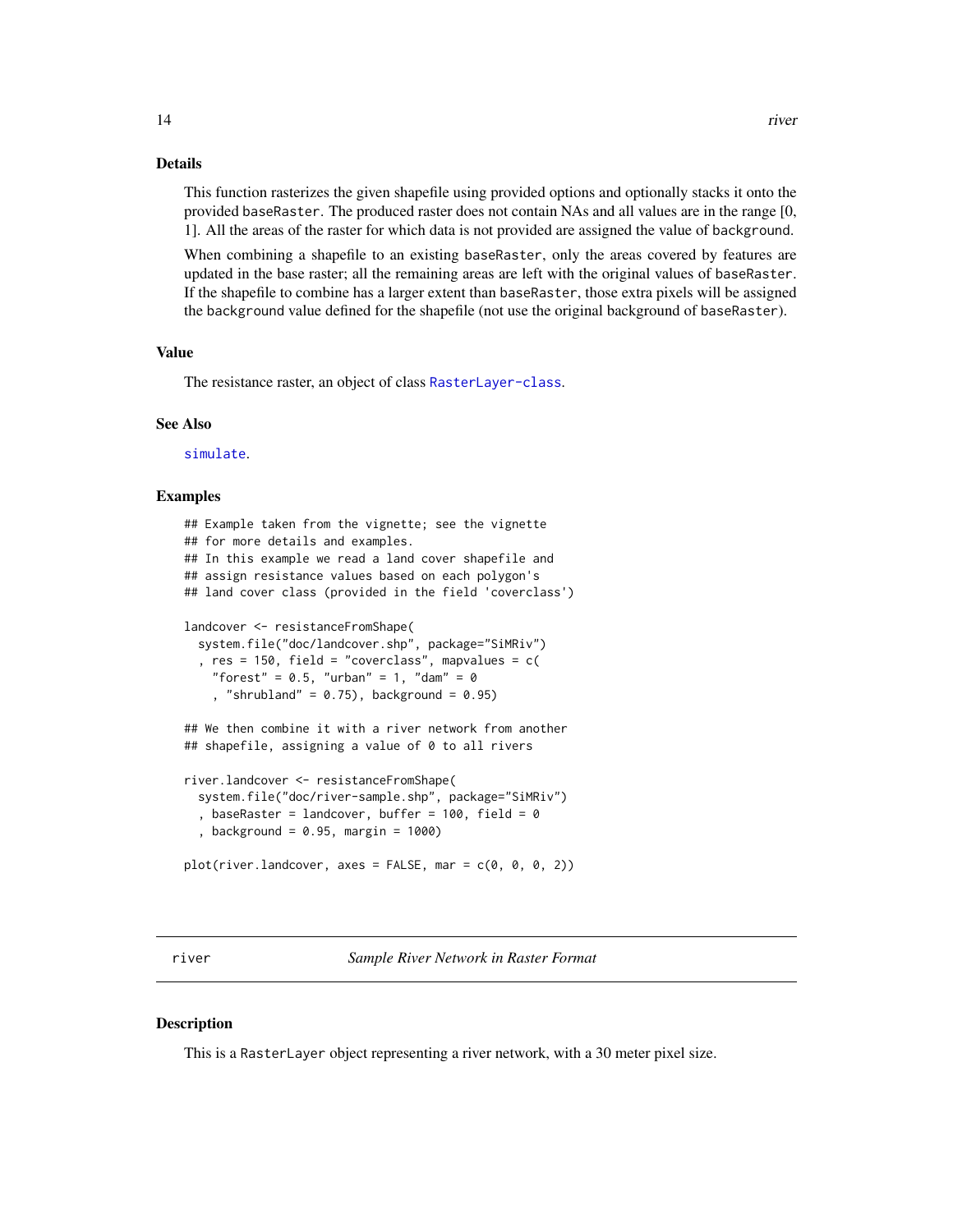### Details

This function rasterizes the given shapefile using provided options and optionally stacks it onto the provided `baseRaster`. The produced raster does not contain NAs and all values are in the range [0, 1]. All the areas of the raster for which data is not provided are assigned the value of `background`.

When combining a shapefile to an existing `baseRaster`, only the areas covered by features are updated in the base raster; all the remaining areas are left with the original values of `baseRaster`. If the shapefile to combine has a larger extent than `baseRaster`, those extra pixels will be assigned the `background` value defined for the shapefile (not use the original background of `baseRaster`).

### Value

The resistance raster, an object of class `RasterLayer-class`.

### See Also

`simulate`.

### Examples

```
## Example taken from the vignette; see the vignette
## for more details and examples.
## In this example we read a land cover shapefile and
## assign resistance values based on each polygon's
## land cover class (provided in the field 'coverclass')

landcover <- resistanceFromShape(
  system.file("doc/landcover.shp", package="SiMRiv")
  , res = 150, field = "coverclass", mapvalues = c(
    "forest" = 0.5, "urban" = 1, "dam" = 0
    , "shrubland" = 0.75), background = 0.95)

## We then combine it with a river network from another
## shapefile, assigning a value of 0 to all rivers

river.landcover <- resistanceFromShape(
  system.file("doc/river-sample.shp", package="SiMRiv")
  , baseRaster = landcover, buffer = 100, field = 0
  , background = 0.95, margin = 1000)

plot(river.landcover, axes = FALSE, mar = c(0, 0, 0, 2))
```

---

## river — *Sample River Network in Raster Format*

### Description

This is a `RasterLayer` object representing a river network, with a 30 meter pixel size.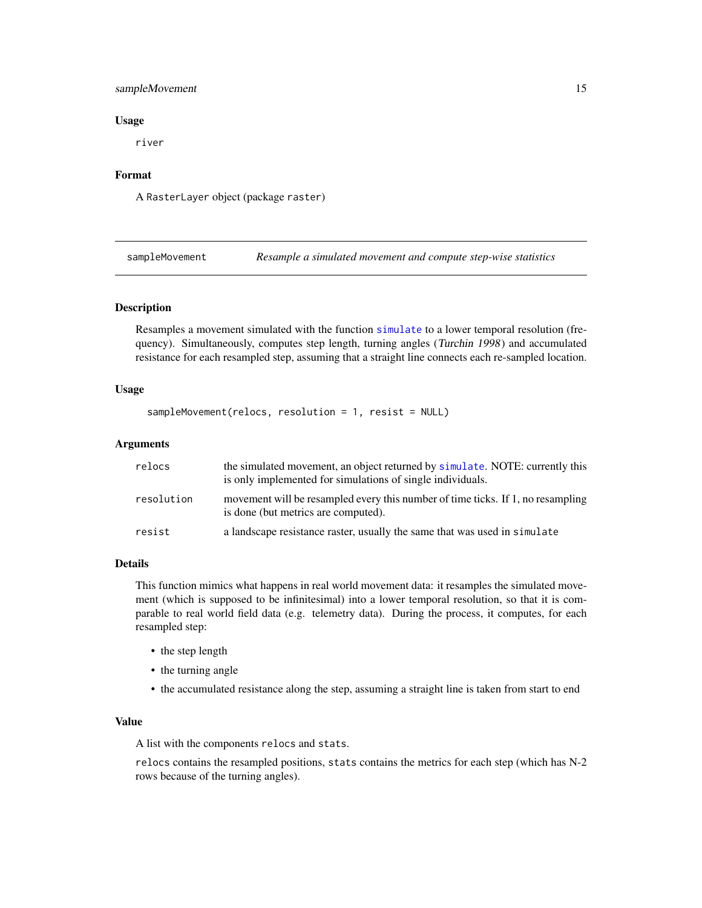### Usage

```
river
```

### Format

A RasterLayer object (package raster)

---

## sampleMovement — *Resample a simulated movement and compute step-wise statistics*

---

### Description

Resamples a movement simulated with the function simulate to a lower temporal resolution (frequency). Simultaneously, computes step length, turning angles (*Turchin 1998*) and accumulated resistance for each resampled step, assuming that a straight line connects each re-sampled location.

### Usage

```
sampleMovement(relocs, resolution = 1, resist = NULL)
```

### Arguments

| | |
|---|---|
| relocs | the simulated movement, an object returned by simulate. NOTE: currently this is only implemented for simulations of single individuals. |
| resolution | movement will be resampled every this number of time ticks. If 1, no resampling is done (but metrics are computed). |
| resist | a landscape resistance raster, usually the same that was used in simulate |

### Details

This function mimics what happens in real world movement data: it resamples the simulated movement (which is supposed to be infinitesimal) into a lower temporal resolution, so that it is comparable to real world field data (e.g. telemetry data). During the process, it computes, for each resampled step:

- the step length
- the turning angle
- the accumulated resistance along the step, assuming a straight line is taken from start to end

### Value

A list with the components relocs and stats.

relocs contains the resampled positions, stats contains the metrics for each step (which has N-2 rows because of the turning angles).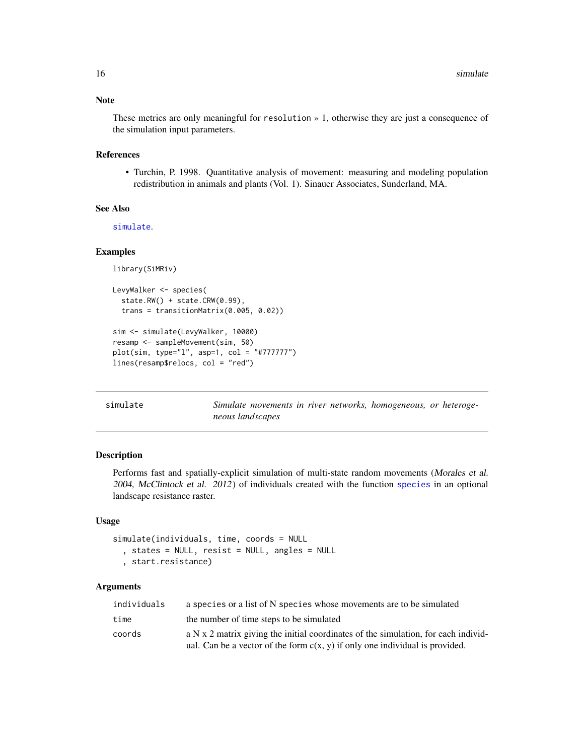### Note

These metrics are only meaningful for `resolution` » 1, otherwise they are just a consequence of the simulation input parameters.

### References

- Turchin, P. 1998. Quantitative analysis of movement: measuring and modeling population redistribution in animals and plants (Vol. 1). Sinauer Associates, Sunderland, MA.

### See Also

`simulate`.

### Examples

```
library(SiMRiv)

LevyWalker <- species(
  state.RW() + state.CRW(0.99),
  trans = transitionMatrix(0.005, 0.02))

sim <- simulate(LevyWalker, 10000)
resamp <- sampleMovement(sim, 50)
plot(sim, type="l", asp=1, col = "#777777")
lines(resamp$relocs, col = "red")
```

---

## simulate — *Simulate movements in river networks, homogeneous, or heterogeneous landscapes*

### Description

Performs fast and spatially-explicit simulation of multi-state random movements (*Morales et al. 2004*, *McClintock et al. 2012*) of individuals created with the function `species` in an optional landscape resistance raster.

### Usage

```
simulate(individuals, time, coords = NULL
  , states = NULL, resist = NULL, angles = NULL
  , start.resistance)
```

### Arguments

| | |
|---|---|
| `individuals` | a `species` or a list of N `species` whose movements are to be simulated |
| `time` | the number of time steps to be simulated |
| `coords` | a N x 2 matrix giving the initial coordinates of the simulation, for each individual. Can be a vector of the form c(x, y) if only one individual is provided. |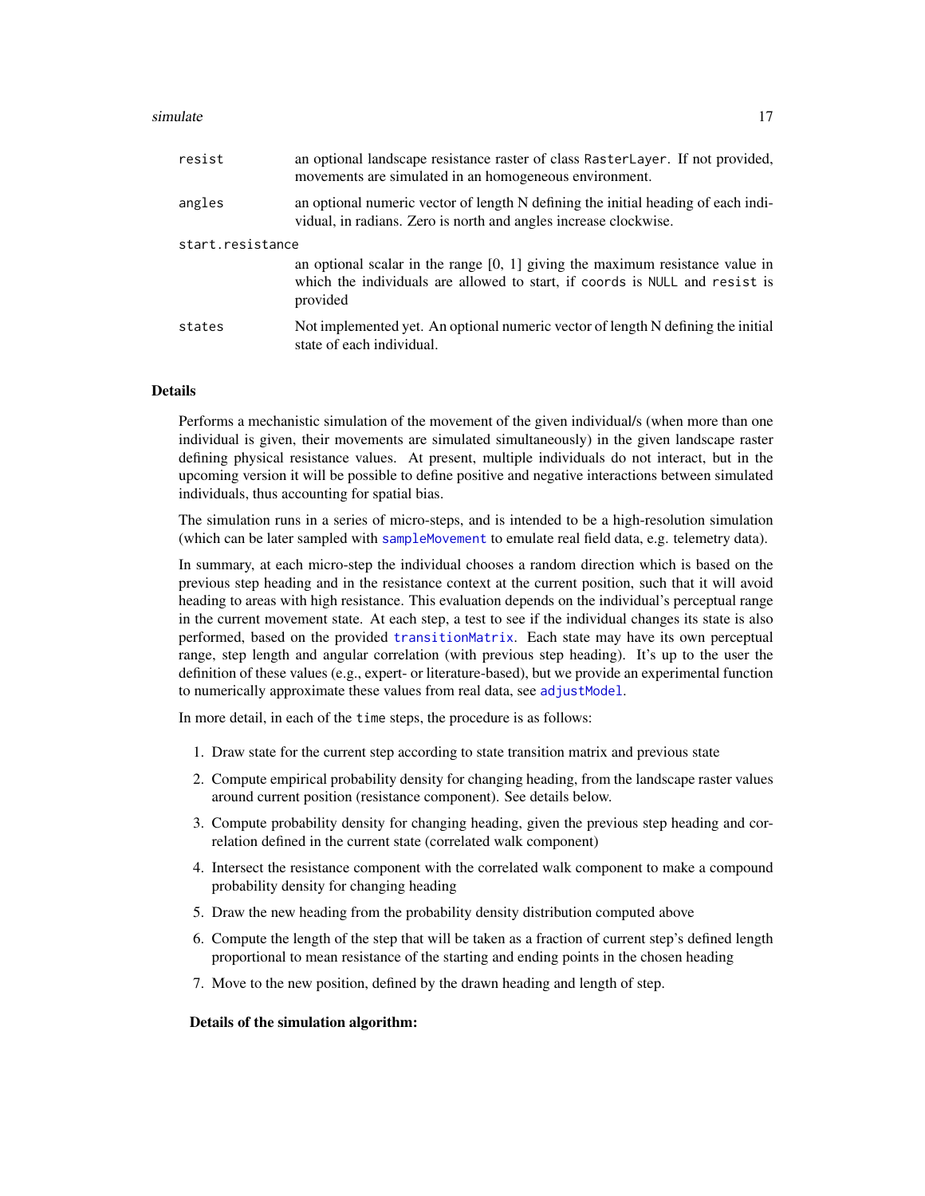| | |
|---|---|
| `resist` | an optional landscape resistance raster of class `RasterLayer`. If not provided, movements are simulated in an homogeneous environment. |
| `angles` | an optional numeric vector of length N defining the initial heading of each individual, in radians. Zero is north and angles increase clockwise. |
| `start.resistance` | an optional scalar in the range [0, 1] giving the maximum resistance value in which the individuals are allowed to start, if `coords` is `NULL` and `resist` is provided |
| `states` | Not implemented yet. An optional numeric vector of length N defining the initial state of each individual. |

## Details

Performs a mechanistic simulation of the movement of the given individual/s (when more than one individual is given, their movements are simulated simultaneously) in the given landscape raster defining physical resistance values. At present, multiple individuals do not interact, but in the upcoming version it will be possible to define positive and negative interactions between simulated individuals, thus accounting for spatial bias.

The simulation runs in a series of micro-steps, and is intended to be a high-resolution simulation (which can be later sampled with `sampleMovement` to emulate real field data, e.g. telemetry data).

In summary, at each micro-step the individual chooses a random direction which is based on the previous step heading and in the resistance context at the current position, such that it will avoid heading to areas with high resistance. This evaluation depends on the individual's perceptual range in the current movement state. At each step, a test to see if the individual changes its state is also performed, based on the provided `transitionMatrix`. Each state may have its own perceptual range, step length and angular correlation (with previous step heading). It's up to the user the definition of these values (e.g., expert- or literature-based), but we provide an experimental function to numerically approximate these values from real data, see `adjustModel`.

In more detail, in each of the `time` steps, the procedure is as follows:

1. Draw state for the current step according to state transition matrix and previous state
2. Compute empirical probability density for changing heading, from the landscape raster values around current position (resistance component). See details below.
3. Compute probability density for changing heading, given the previous step heading and correlation defined in the current state (correlated walk component)
4. Intersect the resistance component with the correlated walk component to make a compound probability density for changing heading
5. Draw the new heading from the probability density distribution computed above
6. Compute the length of the step that will be taken as a fraction of current step's defined length proportional to mean resistance of the starting and ending points in the chosen heading
7. Move to the new position, defined by the drawn heading and length of step.

### Details of the simulation algorithm: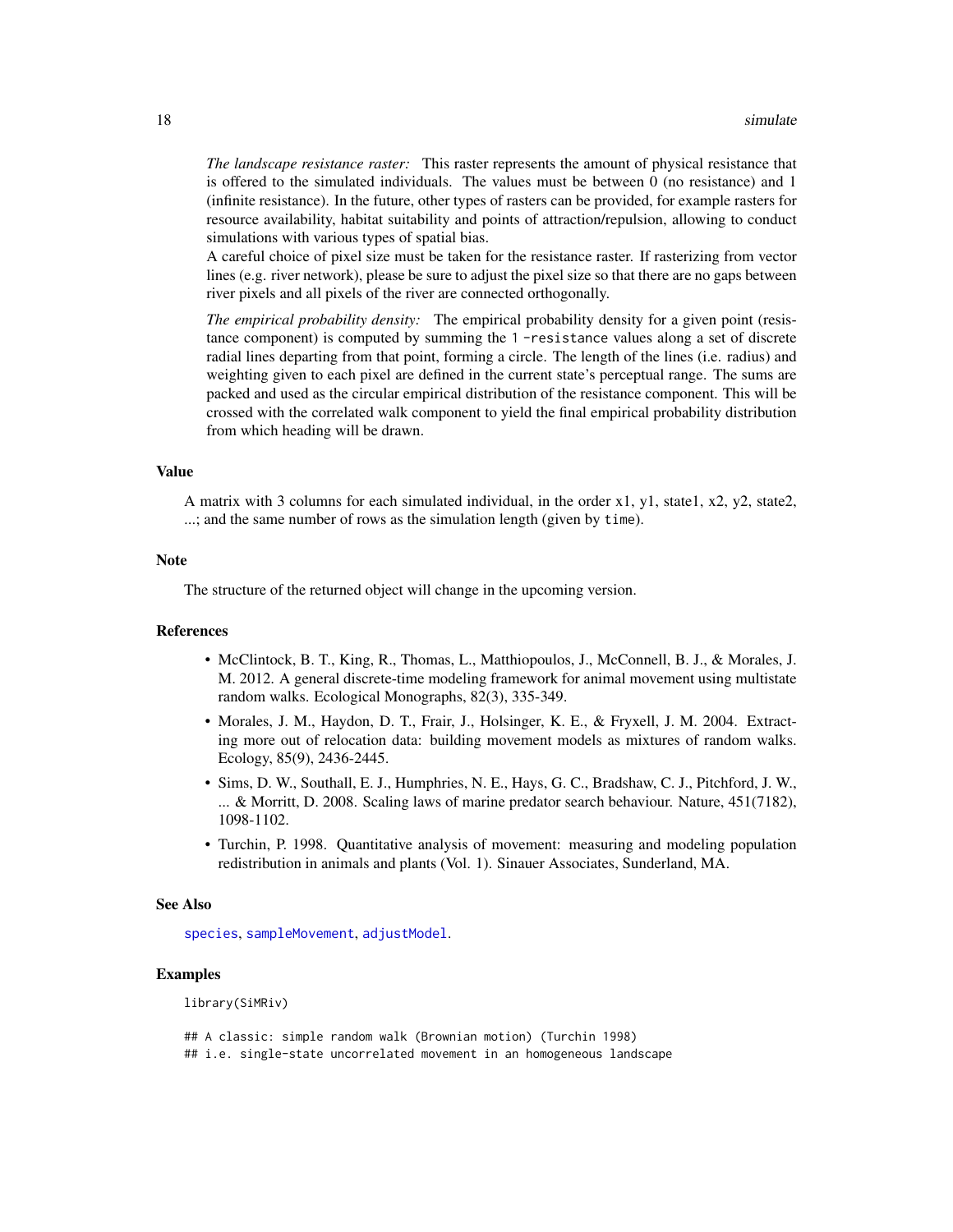*The landscape resistance raster:* This raster represents the amount of physical resistance that is offered to the simulated individuals. The values must be between 0 (no resistance) and 1 (infinite resistance). In the future, other types of rasters can be provided, for example rasters for resource availability, habitat suitability and points of attraction/repulsion, allowing to conduct simulations with various types of spatial bias.

A careful choice of pixel size must be taken for the resistance raster. If rasterizing from vector lines (e.g. river network), please be sure to adjust the pixel size so that there are no gaps between river pixels and all pixels of the river are connected orthogonally.

*The empirical probability density:* The empirical probability density for a given point (resistance component) is computed by summing the `1 -resistance` values along a set of discrete radial lines departing from that point, forming a circle. The length of the lines (i.e. radius) and weighting given to each pixel are defined in the current state's perceptual range. The sums are packed and used as the circular empirical distribution of the resistance component. This will be crossed with the correlated walk component to yield the final empirical probability distribution from which heading will be drawn.

### Value

A matrix with 3 columns for each simulated individual, in the order x1, y1, state1, x2, y2, state2, ...; and the same number of rows as the simulation length (given by `time`).

### Note

The structure of the returned object will change in the upcoming version.

### References

- McClintock, B. T., King, R., Thomas, L., Matthiopoulos, J., McConnell, B. J., & Morales, J. M. 2012. A general discrete-time modeling framework for animal movement using multistate random walks. Ecological Monographs, 82(3), 335-349.
- Morales, J. M., Haydon, D. T., Frair, J., Holsinger, K. E., & Fryxell, J. M. 2004. Extracting more out of relocation data: building movement models as mixtures of random walks. Ecology, 85(9), 2436-2445.
- Sims, D. W., Southall, E. J., Humphries, N. E., Hays, G. C., Bradshaw, C. J., Pitchford, J. W., ... & Morritt, D. 2008. Scaling laws of marine predator search behaviour. Nature, 451(7182), 1098-1102.
- Turchin, P. 1998. Quantitative analysis of movement: measuring and modeling population redistribution in animals and plants (Vol. 1). Sinauer Associates, Sunderland, MA.

### See Also

`species`, `sampleMovement`, `adjustModel`.

### Examples

```
library(SiMRiv)

## A classic: simple random walk (Brownian motion) (Turchin 1998)
## i.e. single-state uncorrelated movement in an homogeneous landscape
```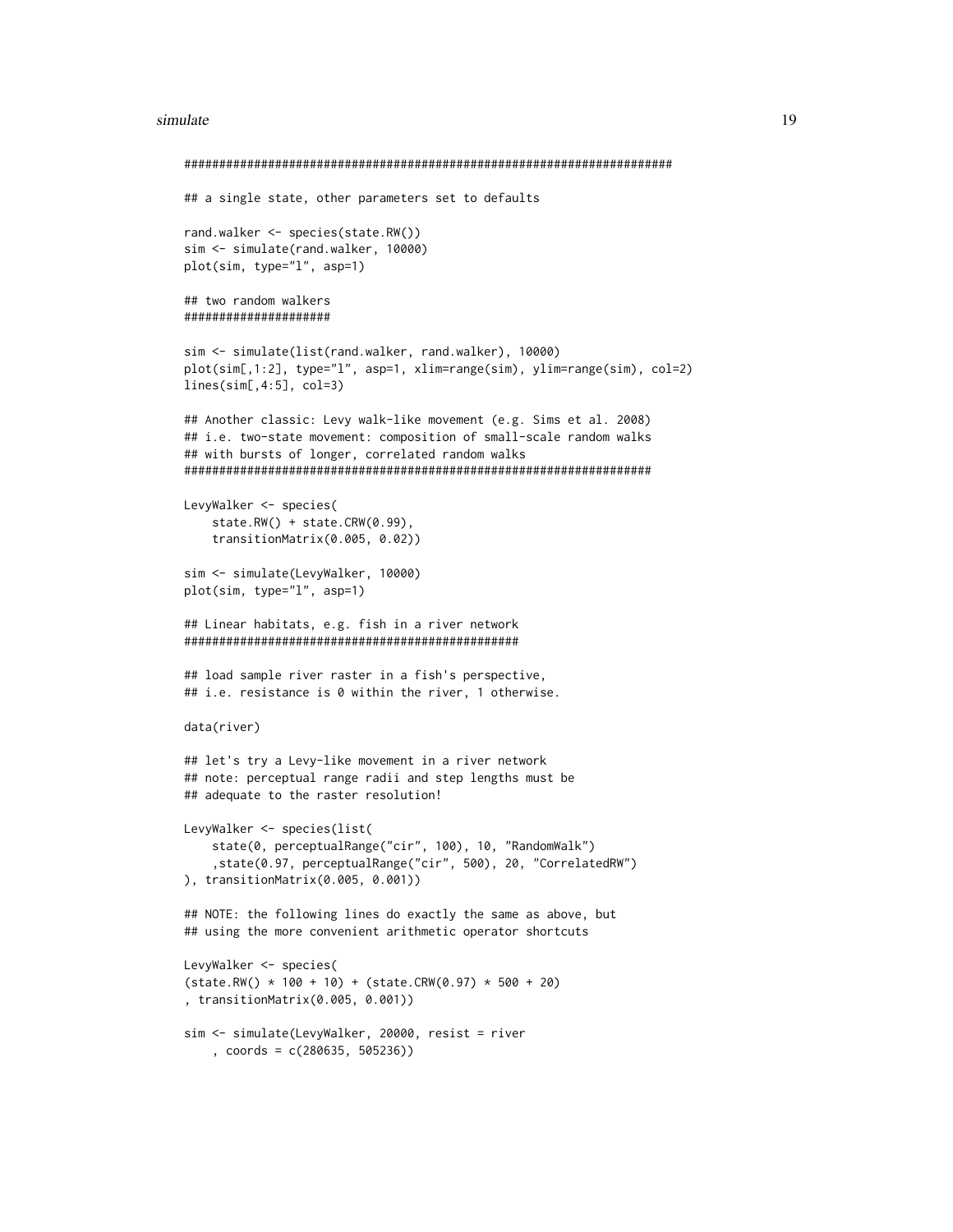```
######################################################################

## a single state, other parameters set to defaults

rand.walker <- species(state.RW())
sim <- simulate(rand.walker, 10000)
plot(sim, type="l", asp=1)

## two random walkers
####################

sim <- simulate(list(rand.walker, rand.walker), 10000)
plot(sim[,1:2], type="l", asp=1, xlim=range(sim), ylim=range(sim), col=2)
lines(sim[,4:5], col=3)

## Another classic: Levy walk-like movement (e.g. Sims et al. 2008)
## i.e. two-state movement: composition of small-scale random walks
## with bursts of longer, correlated random walks
##################################################################

LevyWalker <- species(
    state.RW() + state.CRW(0.99),
    transitionMatrix(0.005, 0.02))

sim <- simulate(LevyWalker, 10000)
plot(sim, type="l", asp=1)

## Linear habitats, e.g. fish in a river network
################################################

## load sample river raster in a fish's perspective,
## i.e. resistance is 0 within the river, 1 otherwise.

data(river)

## let's try a Levy-like movement in a river network
## note: perceptual range radii and step lengths must be
## adequate to the raster resolution!

LevyWalker <- species(list(
    state(0, perceptualRange("cir", 100), 10, "RandomWalk")
    ,state(0.97, perceptualRange("cir", 500), 20, "CorrelatedRW")
), transitionMatrix(0.005, 0.001))

## NOTE: the following lines do exactly the same as above, but
## using the more convenient arithmetic operator shortcuts

LevyWalker <- species(
(state.RW() * 100 + 10) + (state.CRW(0.97) * 500 + 20)
, transitionMatrix(0.005, 0.001))

sim <- simulate(LevyWalker, 20000, resist = river
    , coords = c(280635, 505236))
```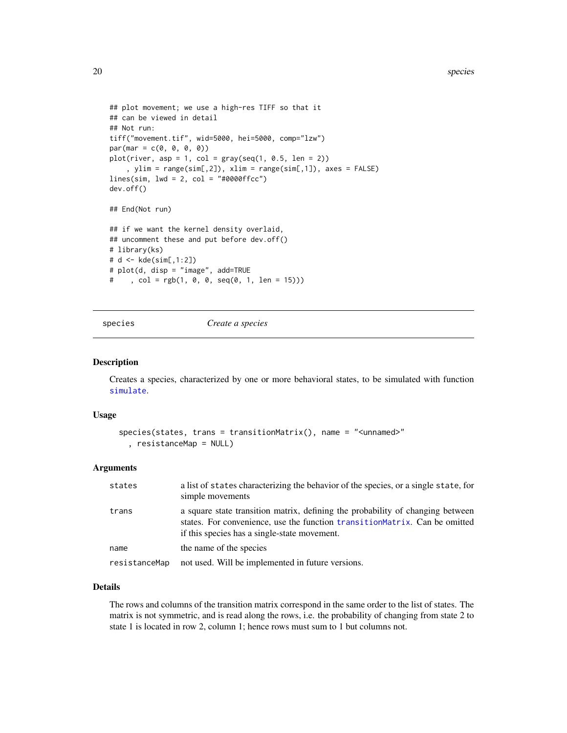```
## plot movement; we use a high-res TIFF so that it
## can be viewed in detail
## Not run:
tiff("movement.tif", wid=5000, hei=5000, comp="lzw")
par(mar = c(0, 0, 0, 0))
plot(river, asp = 1, col = gray(seq(1, 0.5, len = 2))
    , ylim = range(sim[,2]), xlim = range(sim[,1]), axes = FALSE)
lines(sim, lwd = 2, col = "#0000ffcc")
dev.off()

## End(Not run)

## if we want the kernel density overlaid,
## uncomment these and put before dev.off()
# library(ks)
# d <- kde(sim[,1:2])
# plot(d, disp = "image", add=TRUE
#    , col = rgb(1, 0, 0, seq(0, 1, len = 15)))
```

---

## species — *Create a species*

### Description

Creates a species, characterized by one or more behavioral states, to be simulated with function simulate.

### Usage

```
species(states, trans = transitionMatrix(), name = "<unnamed>"
  , resistanceMap = NULL)
```

### Arguments

| | |
|---|---|
| `states` | a list of `states` characterizing the behavior of the species, or a single `state`, for simple movements |
| `trans` | a square state transition matrix, defining the probability of changing between states. For convenience, use the function transitionMatrix. Can be omitted if this species has a single-state movement. |
| `name` | the name of the species |
| `resistanceMap` | not used. Will be implemented in future versions. |

### Details

The rows and columns of the transition matrix correspond in the same order to the list of states. The matrix is not symmetric, and is read along the rows, i.e. the probability of changing from state 2 to state 1 is located in row 2, column 1; hence rows must sum to 1 but columns not.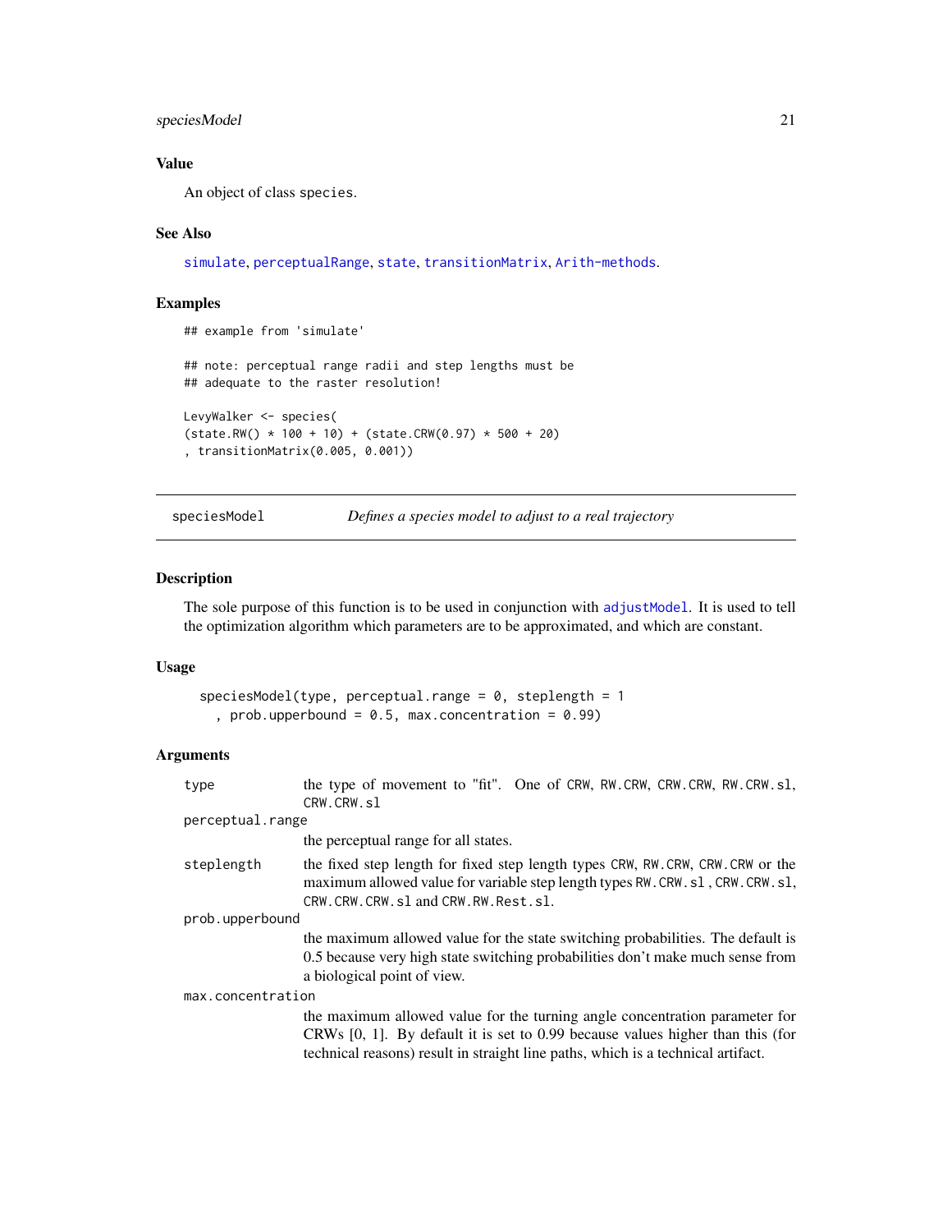## Value

An object of class species.

## See Also

simulate, perceptualRange, state, transitionMatrix, Arith-methods.

## Examples

```
## example from 'simulate'

## note: perceptual range radii and step lengths must be
## adequate to the raster resolution!

LevyWalker <- species(
(state.RW() * 100 + 10) + (state.CRW(0.97) * 500 + 20)
, transitionMatrix(0.005, 0.001))
```

---

# speciesModel — *Defines a species model to adjust to a real trajectory*

---

## Description

The sole purpose of this function is to be used in conjunction with adjustModel. It is used to tell the optimization algorithm which parameters are to be approximated, and which are constant.

## Usage

```
speciesModel(type, perceptual.range = 0, steplength = 1
  , prob.upperbound = 0.5, max.concentration = 0.99)
```

## Arguments

- `type` — the type of movement to "fit". One of CRW, RW.CRW, CRW.CRW, RW.CRW.sl, CRW.CRW.sl
- `perceptual.range` — the perceptual range for all states.
- `steplength` — the fixed step length for fixed step length types CRW, RW.CRW, CRW.CRW or the maximum allowed value for variable step length types RW.CRW.sl , CRW.CRW.sl, CRW.CRW.CRW.sl and CRW.RW.Rest.sl.
- `prob.upperbound` — the maximum allowed value for the state switching probabilities. The default is 0.5 because very high state switching probabilities don't make much sense from a biological point of view.
- `max.concentration` — the maximum allowed value for the turning angle concentration parameter for CRWs [0, 1]. By default it is set to 0.99 because values higher than this (for technical reasons) result in straight line paths, which is a technical artifact.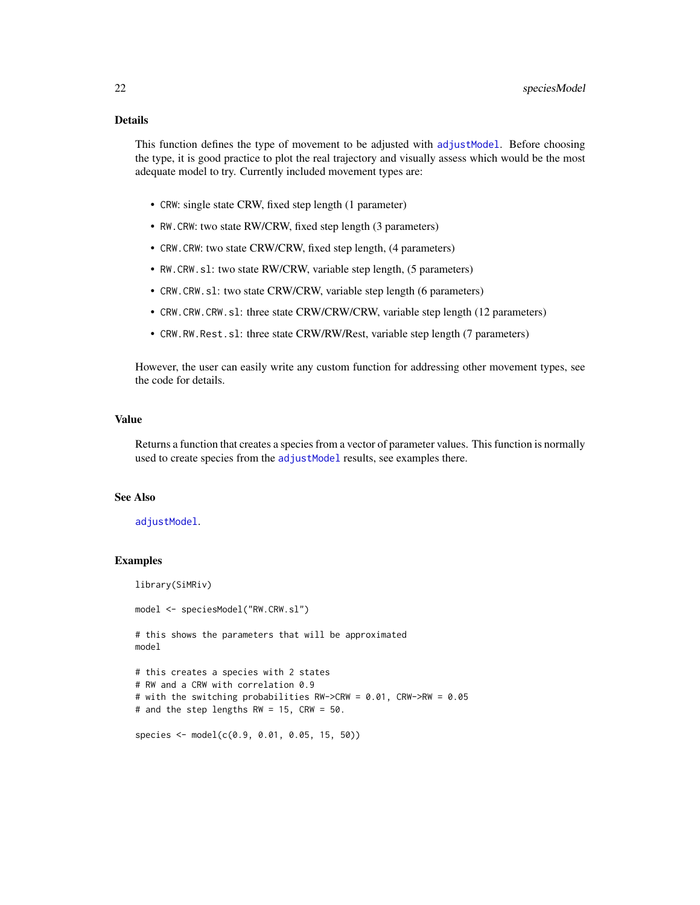## Details

This function defines the type of movement to be adjusted with `adjustModel`. Before choosing the type, it is good practice to plot the real trajectory and visually assess which would be the most adequate model to try. Currently included movement types are:

- `CRW`: single state CRW, fixed step length (1 parameter)
- `RW.CRW`: two state RW/CRW, fixed step length (3 parameters)
- `CRW.CRW`: two state CRW/CRW, fixed step length, (4 parameters)
- `RW.CRW.sl`: two state RW/CRW, variable step length, (5 parameters)
- `CRW.CRW.sl`: two state CRW/CRW, variable step length (6 parameters)
- `CRW.CRW.CRW.sl`: three state CRW/CRW/CRW, variable step length (12 parameters)
- `CRW.RW.Rest.sl`: three state CRW/RW/Rest, variable step length (7 parameters)

However, the user can easily write any custom function for addressing other movement types, see the code for details.

## Value

Returns a function that creates a species from a vector of parameter values. This function is normally used to create species from the `adjustModel` results, see examples there.

## See Also

`adjustModel`.

## Examples

```
library(SiMRiv)

model <- speciesModel("RW.CRW.sl")

# this shows the parameters that will be approximated
model

# this creates a species with 2 states
# RW and a CRW with correlation 0.9
# with the switching probabilities RW->CRW = 0.01, CRW->RW = 0.05
# and the step lengths RW = 15, CRW = 50.

species <- model(c(0.9, 0.01, 0.05, 15, 50))
```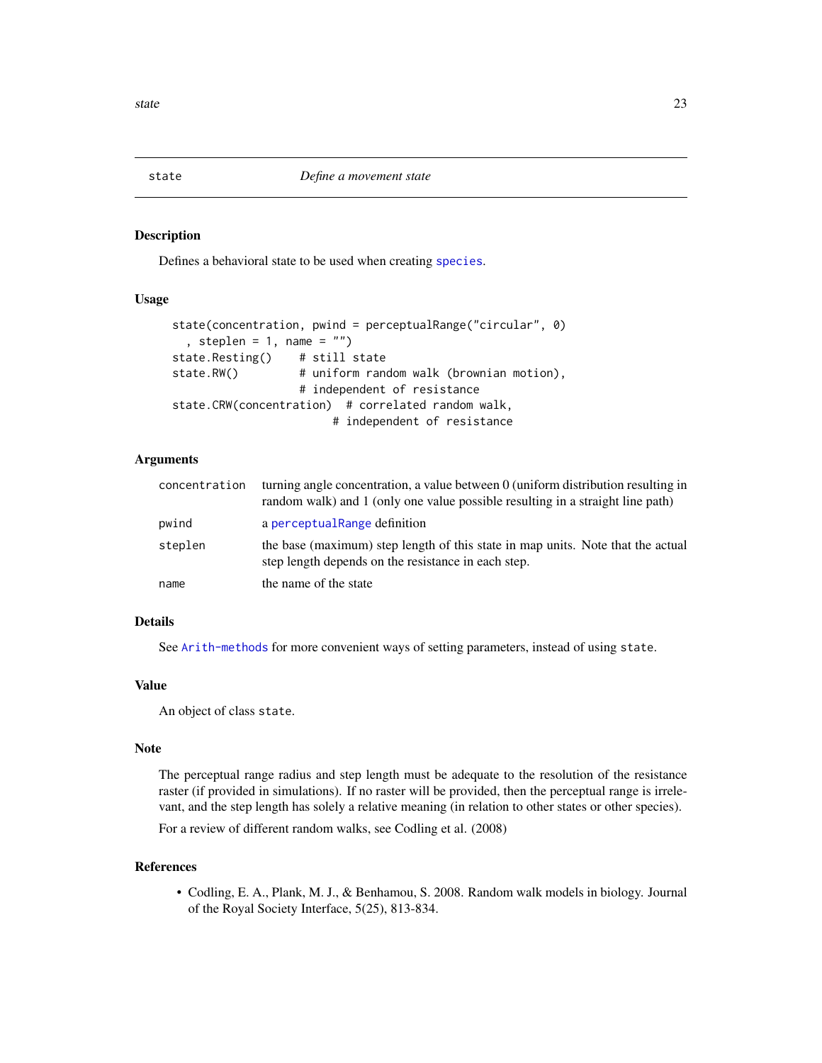## state — *Define a movement state*

### Description

Defines a behavioral state to be used when creating `species`.

### Usage

```
state(concentration, pwind = perceptualRange("circular", 0)
  , steplen = 1, name = "")
state.Resting()    # still state
state.RW()         # uniform random walk (brownian motion),
                   # independent of resistance
state.CRW(concentration)  # correlated random walk,
                          # independent of resistance
```

### Arguments

| | |
|---|---|
| `concentration` | turning angle concentration, a value between 0 (uniform distribution resulting in random walk) and 1 (only one value possible resulting in a straight line path) |
| `pwind` | a `perceptualRange` definition |
| `steplen` | the base (maximum) step length of this state in map units. Note that the actual step length depends on the resistance in each step. |
| `name` | the name of the state |

### Details

See `Arith-methods` for more convenient ways of setting parameters, instead of using `state`.

### Value

An object of class `state`.

### Note

The perceptual range radius and step length must be adequate to the resolution of the resistance raster (if provided in simulations). If no raster will be provided, then the perceptual range is irrelevant, and the step length has solely a relative meaning (in relation to other states or other species).

For a review of different random walks, see Codling et al. (2008)

### References

- Codling, E. A., Plank, M. J., & Benhamou, S. 2008. Random walk models in biology. Journal of the Royal Society Interface, 5(25), 813-834.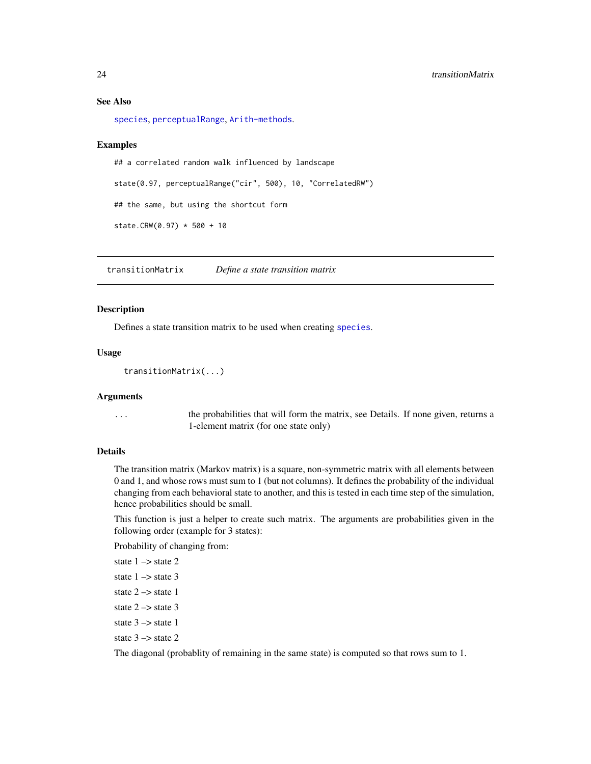### See Also

species, perceptualRange, Arith-methods.

### Examples

```
## a correlated random walk influenced by landscape

state(0.97, perceptualRange("cir", 500), 10, "CorrelatedRW")

## the same, but using the shortcut form

state.CRW(0.97) * 500 + 10
```

---

## transitionMatrix — *Define a state transition matrix*

### Description

Defines a state transition matrix to be used when creating species.

### Usage

```
transitionMatrix(...)
```

### Arguments

| | |
|---|---|
| ... | the probabilities that will form the matrix, see Details. If none given, returns a 1-element matrix (for one state only) |

### Details

The transition matrix (Markov matrix) is a square, non-symmetric matrix with all elements between 0 and 1, and whose rows must sum to 1 (but not columns). It defines the probability of the individual changing from each behavioral state to another, and this is tested in each time step of the simulation, hence probabilities should be small.

This function is just a helper to create such matrix. The arguments are probabilities given in the following order (example for 3 states):

Probability of changing from:

state 1 –> state 2

state 1 –> state 3

state 2 –> state 1

state 2 –> state 3

state 3 –> state 1

state 3 –> state 2

The diagonal (probablity of remaining in the same state) is computed so that rows sum to 1.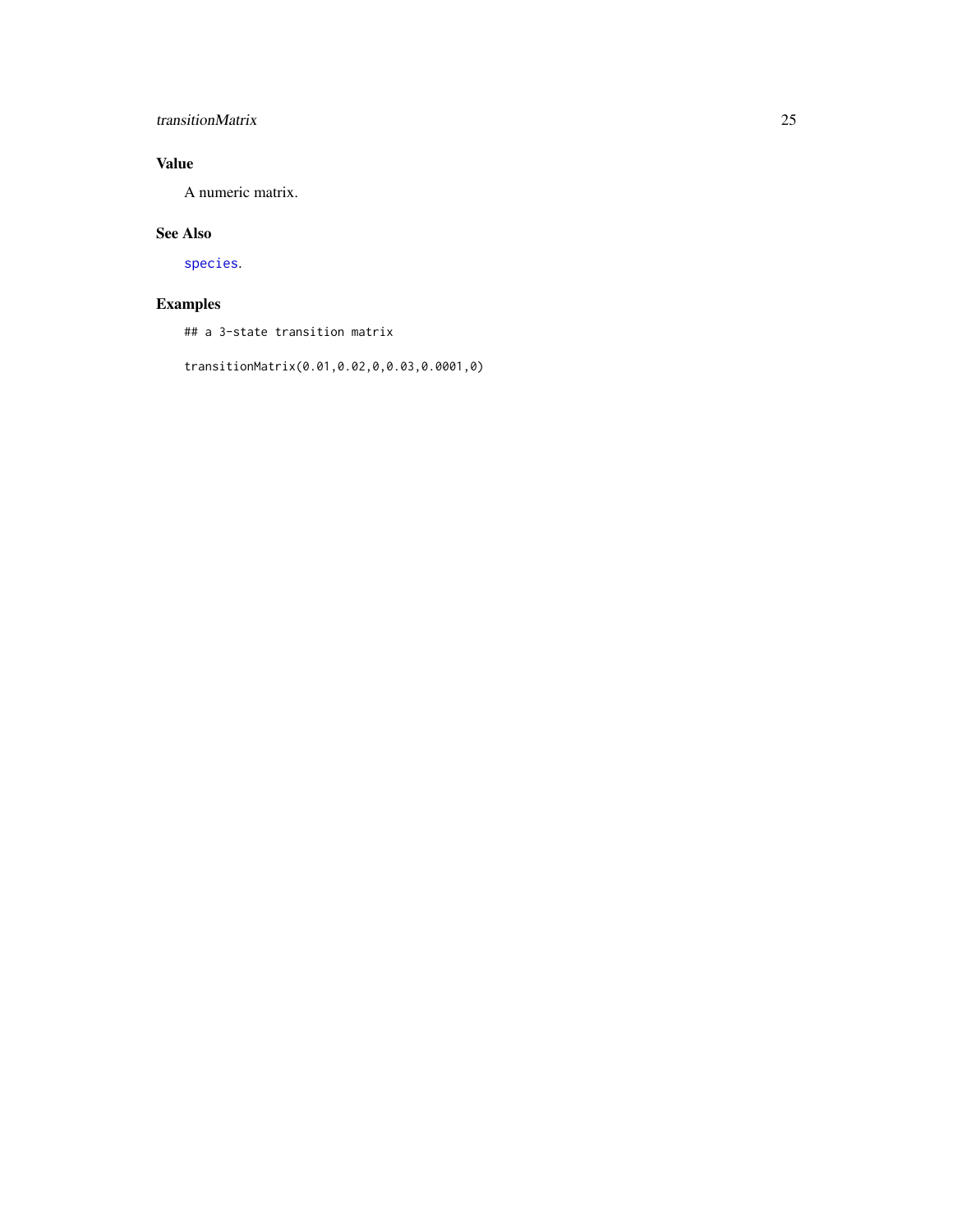## Value

A numeric matrix.

## See Also

species.

## Examples

```
## a 3-state transition matrix

transitionMatrix(0.01,0.02,0,0.03,0.0001,0)
```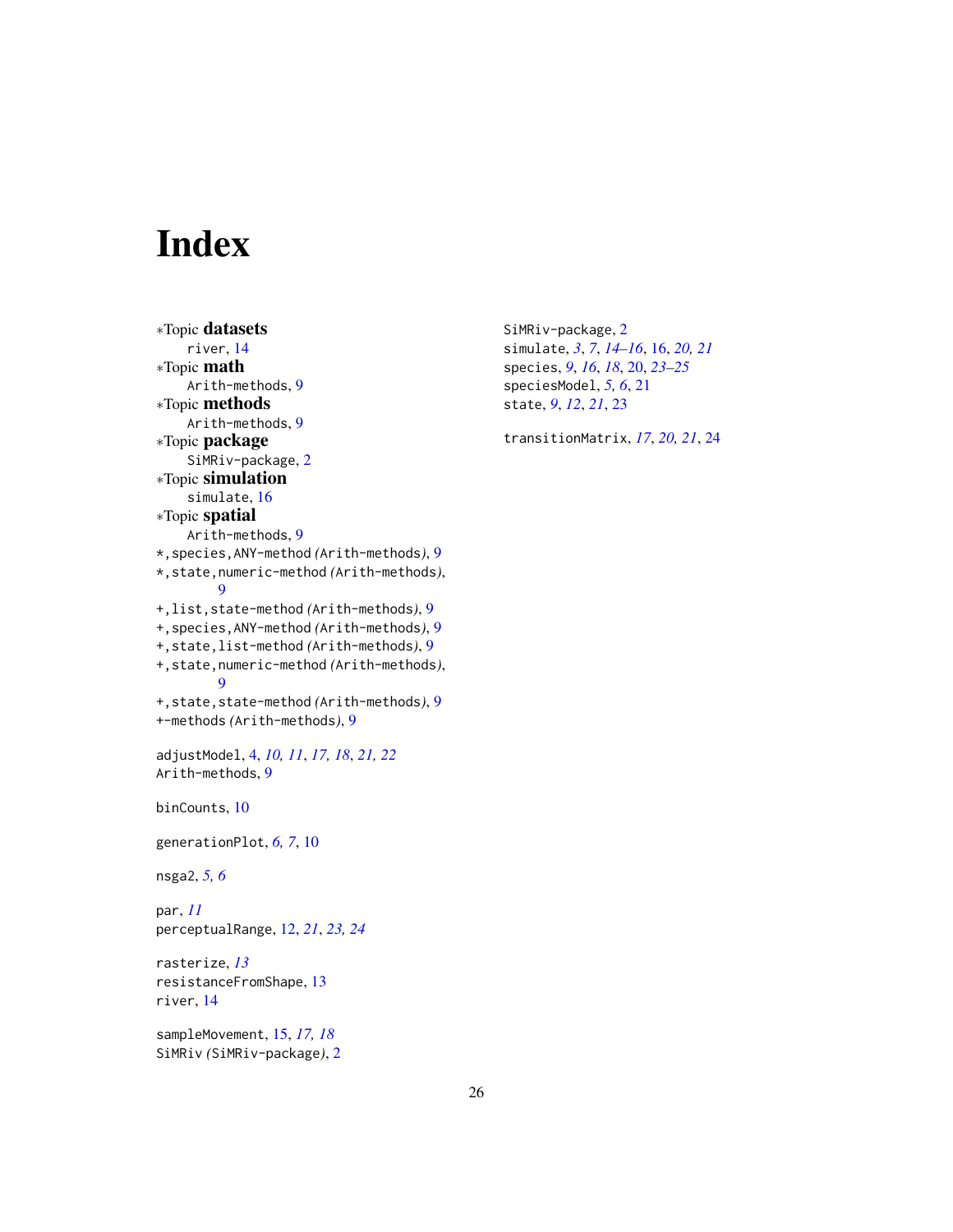# Index

*Topic **datasets**
    river, 14
*Topic **math**
    Arith-methods, 9
*Topic **methods**
    Arith-methods, 9
*Topic **package**
    SiMRiv-package, 2
*Topic **simulation**
    simulate, 16
*Topic **spatial**
    Arith-methods, 9
*,species,ANY-method *(*Arith-methods*)*, 9
*,state,numeric-method *(*Arith-methods*)*, 9
+,list,state-method *(*Arith-methods*)*, 9
+,species,ANY-method *(*Arith-methods*)*, 9
+,state,list-method *(*Arith-methods*)*, 9
+,state,numeric-method *(*Arith-methods*)*, 9
+,state,state-method *(*Arith-methods*)*, 9
+-methods *(*Arith-methods*)*, 9

adjustModel, 4, *10, 11*, *17, 18*, *21, 22*
Arith-methods, 9

binCounts, 10

generationPlot, *6, 7*, 10

nsga2, *5, 6*

par, *11*
perceptualRange, 12, *21*, *23, 24*

rasterize, *13*
resistanceFromShape, 13
river, 14

sampleMovement, 15, *17, 18*
SiMRiv *(*SiMRiv-package*)*, 2
SiMRiv-package, 2
simulate, *3*, *7*, *14–16*, 16, *20, 21*
species, *9*, *16*, *18*, 20, *23–25*
speciesModel, *5, 6*, 21
state, *9*, *12*, *21*, 23

transitionMatrix, *17*, *20, 21*, 24